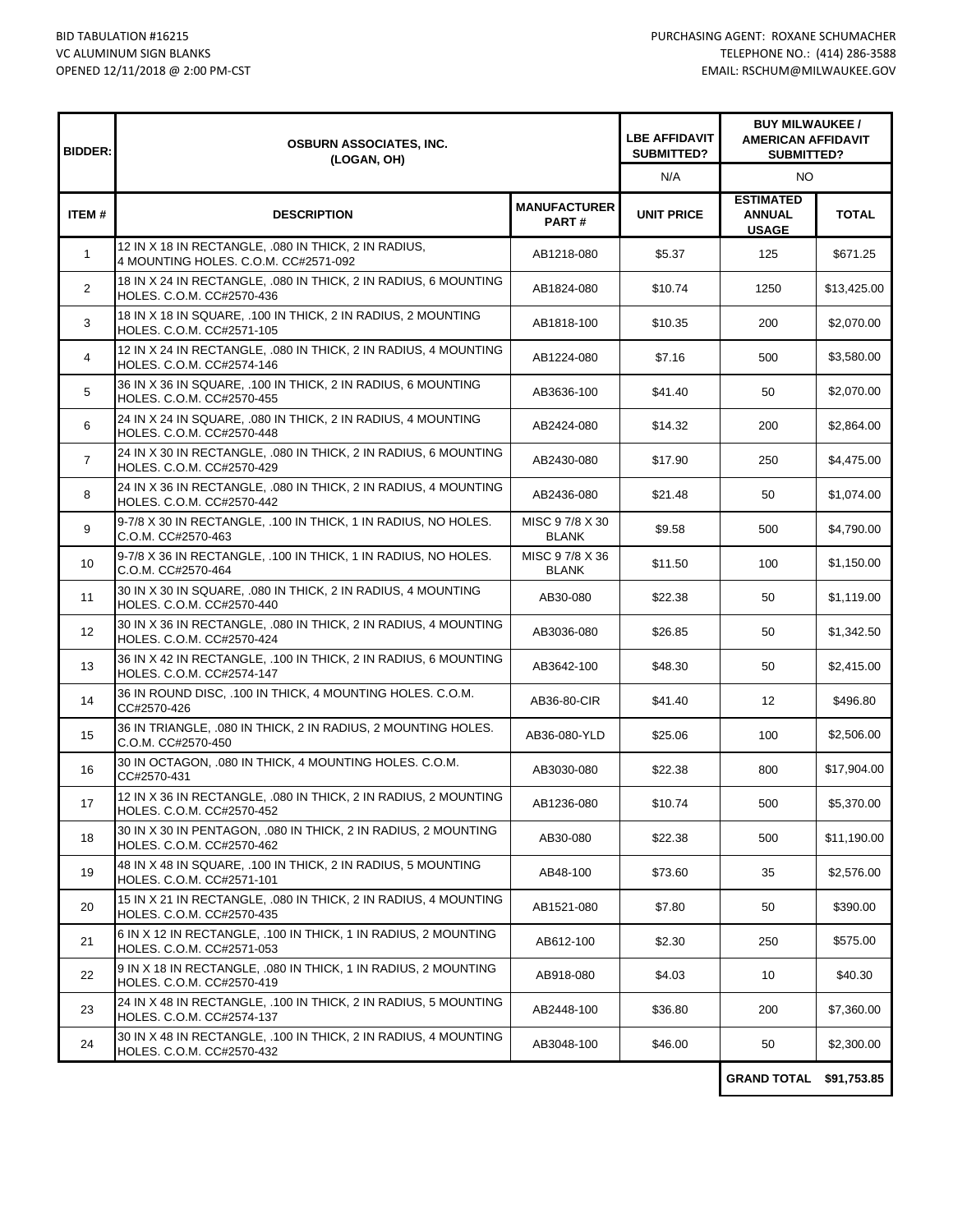BID TABULATION #16215
VC ALUMINUM SIGN BLANKS
OPENED 12/11/2018 @ 2:00 PM-CST

PURCHASING AGENT: ROXANE SCHUMACHER
TELEPHONE NO.: (414) 286-3588
EMAIL: RSCHUM@MILWAUKEE.GOV

| BIDDER: | OSBURN ASSOCIATES, INC. (LOGAN, OH) | | LBE AFFIDAVIT SUBMITTED? | BUY MILWAUKEE / AMERICAN AFFIDAVIT SUBMITTED? | |
|---|---|---|---|---|---|
| | | | N/A | NO | |
| **ITEM #** | **DESCRIPTION** | **MANUFACTURER PART #** | **UNIT PRICE** | **ESTIMATED ANNUAL USAGE** | **TOTAL** |
| 1 | 12 IN X 18 IN RECTANGLE, .080 IN THICK, 2 IN RADIUS, 4 MOUNTING HOLES. C.O.M. CC#2571-092 | AB1218-080 | $5.37 | 125 | $671.25 |
| 2 | 18 IN X 24 IN RECTANGLE, .080 IN THICK, 2 IN RADIUS, 6 MOUNTING HOLES. C.O.M. CC#2570-436 | AB1824-080 | $10.74 | 1250 | $13,425.00 |
| 3 | 18 IN X 18 IN SQUARE, .100 IN THICK, 2 IN RADIUS, 2 MOUNTING HOLES. C.O.M. CC#2571-105 | AB1818-100 | $10.35 | 200 | $2,070.00 |
| 4 | 12 IN X 24 IN RECTANGLE, .080 IN THICK, 2 IN RADIUS, 4 MOUNTING HOLES. C.O.M. CC#2574-146 | AB1224-080 | $7.16 | 500 | $3,580.00 |
| 5 | 36 IN X 36 IN SQUARE, .100 IN THICK, 2 IN RADIUS, 6 MOUNTING HOLES. C.O.M. CC#2570-455 | AB3636-100 | $41.40 | 50 | $2,070.00 |
| 6 | 24 IN X 24 IN SQUARE, .080 IN THICK, 2 IN RADIUS, 4 MOUNTING HOLES. C.O.M. CC#2570-448 | AB2424-080 | $14.32 | 200 | $2,864.00 |
| 7 | 24 IN X 30 IN RECTANGLE, .080 IN THICK, 2 IN RADIUS, 6 MOUNTING HOLES. C.O.M. CC#2570-429 | AB2430-080 | $17.90 | 250 | $4,475.00 |
| 8 | 24 IN X 36 IN RECTANGLE, .080 IN THICK, 2 IN RADIUS, 4 MOUNTING HOLES. C.O.M. CC#2570-442 | AB2436-080 | $21.48 | 50 | $1,074.00 |
| 9 | 9-7/8 X 30 IN RECTANGLE, .100 IN THICK, 1 IN RADIUS, NO HOLES. C.O.M. CC#2570-463 | MISC 9 7/8 X 30 BLANK | $9.58 | 500 | $4,790.00 |
| 10 | 9-7/8 X 36 IN RECTANGLE, .100 IN THICK, 1 IN RADIUS, NO HOLES. C.O.M. CC#2570-464 | MISC 9 7/8 X 36 BLANK | $11.50 | 100 | $1,150.00 |
| 11 | 30 IN X 30 IN SQUARE, .080 IN THICK, 2 IN RADIUS, 4 MOUNTING HOLES. C.O.M. CC#2570-440 | AB30-080 | $22.38 | 50 | $1,119.00 |
| 12 | 30 IN X 36 IN RECTANGLE, .080 IN THICK, 2 IN RADIUS, 4 MOUNTING HOLES. C.O.M. CC#2570-424 | AB3036-080 | $26.85 | 50 | $1,342.50 |
| 13 | 36 IN X 42 IN RECTANGLE, .100 IN THICK, 2 IN RADIUS, 6 MOUNTING HOLES. C.O.M. CC#2574-147 | AB3642-100 | $48.30 | 50 | $2,415.00 |
| 14 | 36 IN ROUND DISC, .100 IN THICK, 4 MOUNTING HOLES. C.O.M. CC#2570-426 | AB36-80-CIR | $41.40 | 12 | $496.80 |
| 15 | 36 IN TRIANGLE, .080 IN THICK, 2 IN RADIUS, 2 MOUNTING HOLES. C.O.M. CC#2570-450 | AB36-080-YLD | $25.06 | 100 | $2,506.00 |
| 16 | 30 IN OCTAGON, .080 IN THICK, 4 MOUNTING HOLES. C.O.M. CC#2570-431 | AB3030-080 | $22.38 | 800 | $17,904.00 |
| 17 | 12 IN X 36 IN RECTANGLE, .080 IN THICK, 2 IN RADIUS, 2 MOUNTING HOLES. C.O.M. CC#2570-452 | AB1236-080 | $10.74 | 500 | $5,370.00 |
| 18 | 30 IN X 30 IN PENTAGON, .080 IN THICK, 2 IN RADIUS, 2 MOUNTING HOLES. C.O.M. CC#2570-462 | AB30-080 | $22.38 | 500 | $11,190.00 |
| 19 | 48 IN X 48 IN SQUARE, .100 IN THICK, 2 IN RADIUS, 5 MOUNTING HOLES. C.O.M. CC#2571-101 | AB48-100 | $73.60 | 35 | $2,576.00 |
| 20 | 15 IN X 21 IN RECTANGLE, .080 IN THICK, 2 IN RADIUS, 4 MOUNTING HOLES. C.O.M. CC#2570-435 | AB1521-080 | $7.80 | 50 | $390.00 |
| 21 | 6 IN X 12 IN RECTANGLE, .100 IN THICK, 1 IN RADIUS, 2 MOUNTING HOLES. C.O.M. CC#2571-053 | AB612-100 | $2.30 | 250 | $575.00 |
| 22 | 9 IN X 18 IN RECTANGLE, .080 IN THICK, 1 IN RADIUS, 2 MOUNTING HOLES. C.O.M. CC#2570-419 | AB918-080 | $4.03 | 10 | $40.30 |
| 23 | 24 IN X 48 IN RECTANGLE, .100 IN THICK, 2 IN RADIUS, 5 MOUNTING HOLES. C.O.M. CC#2574-137 | AB2448-100 | $36.80 | 200 | $7,360.00 |
| 24 | 30 IN X 48 IN RECTANGLE, .100 IN THICK, 2 IN RADIUS, 4 MOUNTING HOLES. C.O.M. CC#2570-432 | AB3048-100 | $46.00 | 50 | $2,300.00 |
| | | | | **GRAND TOTAL** | **$91,753.85** |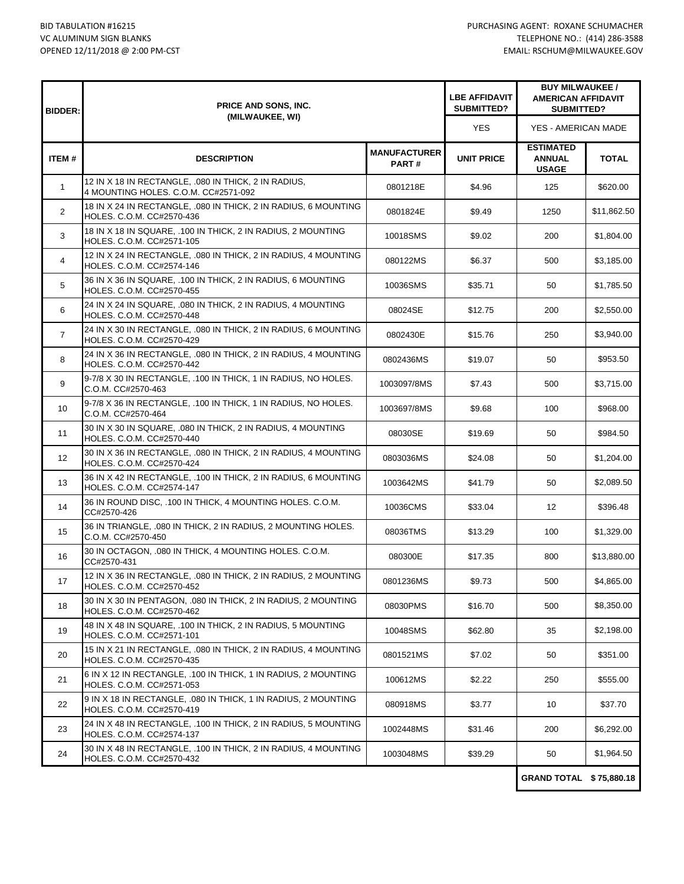BID TABULATION #16215
VC ALUMINUM SIGN BLANKS
OPENED 12/11/2018 @ 2:00 PM-CST

PURCHASING AGENT: ROXANE SCHUMACHER
TELEPHONE NO.: (414) 286-3588
EMAIL: RSCHUM@MILWAUKEE.GOV

| BIDDER: | PRICE AND SONS, INC. (MILWAUKEE, WI) | | LBE AFFIDAVIT SUBMITTED? | BUY MILWAUKEE / AMERICAN AFFIDAVIT SUBMITTED? | |
|---|---|---|---|---|---|
| | | | YES | YES - AMERICAN MADE | |
| **ITEM #** | **DESCRIPTION** | **MANUFACTURER PART #** | **UNIT PRICE** | **ESTIMATED ANNUAL USAGE** | **TOTAL** |
| 1 | 12 IN X 18 IN RECTANGLE, .080 IN THICK, 2 IN RADIUS, 4 MOUNTING HOLES. C.O.M. CC#2571-092 | 0801218E | $4.96 | 125 | $620.00 |
| 2 | 18 IN X 24 IN RECTANGLE, .080 IN THICK, 2 IN RADIUS, 6 MOUNTING HOLES. C.O.M. CC#2570-436 | 0801824E | $9.49 | 1250 | $11,862.50 |
| 3 | 18 IN X 18 IN SQUARE, .100 IN THICK, 2 IN RADIUS, 2 MOUNTING HOLES. C.O.M. CC#2571-105 | 10018SMS | $9.02 | 200 | $1,804.00 |
| 4 | 12 IN X 24 IN RECTANGLE, .080 IN THICK, 2 IN RADIUS, 4 MOUNTING HOLES. C.O.M. CC#2574-146 | 080122MS | $6.37 | 500 | $3,185.00 |
| 5 | 36 IN X 36 IN SQUARE, .100 IN THICK, 2 IN RADIUS, 6 MOUNTING HOLES. C.O.M. CC#2570-455 | 10036SMS | $35.71 | 50 | $1,785.50 |
| 6 | 24 IN X 24 IN SQUARE, .080 IN THICK, 2 IN RADIUS, 4 MOUNTING HOLES. C.O.M. CC#2570-448 | 08024SE | $12.75 | 200 | $2,550.00 |
| 7 | 24 IN X 30 IN RECTANGLE, .080 IN THICK, 2 IN RADIUS, 6 MOUNTING HOLES. C.O.M. CC#2570-429 | 0802430E | $15.76 | 250 | $3,940.00 |
| 8 | 24 IN X 36 IN RECTANGLE, .080 IN THICK, 2 IN RADIUS, 4 MOUNTING HOLES. C.O.M. CC#2570-442 | 0802436MS | $19.07 | 50 | $953.50 |
| 9 | 9-7/8 X 30 IN RECTANGLE, .100 IN THICK, 1 IN RADIUS, NO HOLES. C.O.M. CC#2570-463 | 1003097/8MS | $7.43 | 500 | $3,715.00 |
| 10 | 9-7/8 X 36 IN RECTANGLE, .100 IN THICK, 1 IN RADIUS, NO HOLES. C.O.M. CC#2570-464 | 1003697/8MS | $9.68 | 100 | $968.00 |
| 11 | 30 IN X 30 IN SQUARE, .080 IN THICK, 2 IN RADIUS, 4 MOUNTING HOLES. C.O.M. CC#2570-440 | 08030SE | $19.69 | 50 | $984.50 |
| 12 | 30 IN X 36 IN RECTANGLE, .080 IN THICK, 2 IN RADIUS, 4 MOUNTING HOLES. C.O.M. CC#2570-424 | 0803036MS | $24.08 | 50 | $1,204.00 |
| 13 | 36 IN X 42 IN RECTANGLE, .100 IN THICK, 2 IN RADIUS, 6 MOUNTING HOLES. C.O.M. CC#2574-147 | 1003642MS | $41.79 | 50 | $2,089.50 |
| 14 | 36 IN ROUND DISC, .100 IN THICK, 4 MOUNTING HOLES. C.O.M. CC#2570-426 | 10036CMS | $33.04 | 12 | $396.48 |
| 15 | 36 IN TRIANGLE, .080 IN THICK, 2 IN RADIUS, 2 MOUNTING HOLES. C.O.M. CC#2570-450 | 08036TMS | $13.29 | 100 | $1,329.00 |
| 16 | 30 IN OCTAGON, .080 IN THICK, 4 MOUNTING HOLES. C.O.M. CC#2570-431 | 080300E | $17.35 | 800 | $13,880.00 |
| 17 | 12 IN X 36 IN RECTANGLE, .080 IN THICK, 2 IN RADIUS, 2 MOUNTING HOLES. C.O.M. CC#2570-452 | 0801236MS | $9.73 | 500 | $4,865.00 |
| 18 | 30 IN X 30 IN PENTAGON, .080 IN THICK, 2 IN RADIUS, 2 MOUNTING HOLES. C.O.M. CC#2570-462 | 08030PMS | $16.70 | 500 | $8,350.00 |
| 19 | 48 IN X 48 IN SQUARE, .100 IN THICK, 2 IN RADIUS, 5 MOUNTING HOLES. C.O.M. CC#2571-101 | 10048SMS | $62.80 | 35 | $2,198.00 |
| 20 | 15 IN X 21 IN RECTANGLE, .080 IN THICK, 2 IN RADIUS, 4 MOUNTING HOLES. C.O.M. CC#2570-435 | 0801521MS | $7.02 | 50 | $351.00 |
| 21 | 6 IN X 12 IN RECTANGLE, .100 IN THICK, 1 IN RADIUS, 2 MOUNTING HOLES. C.O.M. CC#2571-053 | 100612MS | $2.22 | 250 | $555.00 |
| 22 | 9 IN X 18 IN RECTANGLE, .080 IN THICK, 1 IN RADIUS, 2 MOUNTING HOLES. C.O.M. CC#2570-419 | 080918MS | $3.77 | 10 | $37.70 |
| 23 | 24 IN X 48 IN RECTANGLE, .100 IN THICK, 2 IN RADIUS, 5 MOUNTING HOLES. C.O.M. CC#2574-137 | 1002448MS | $31.46 | 200 | $6,292.00 |
| 24 | 30 IN X 48 IN RECTANGLE, .100 IN THICK, 2 IN RADIUS, 4 MOUNTING HOLES. C.O.M. CC#2570-432 | 1003048MS | $39.29 | 50 | $1,964.50 |
| | | | | **GRAND TOTAL** | **$ 75,880.18** |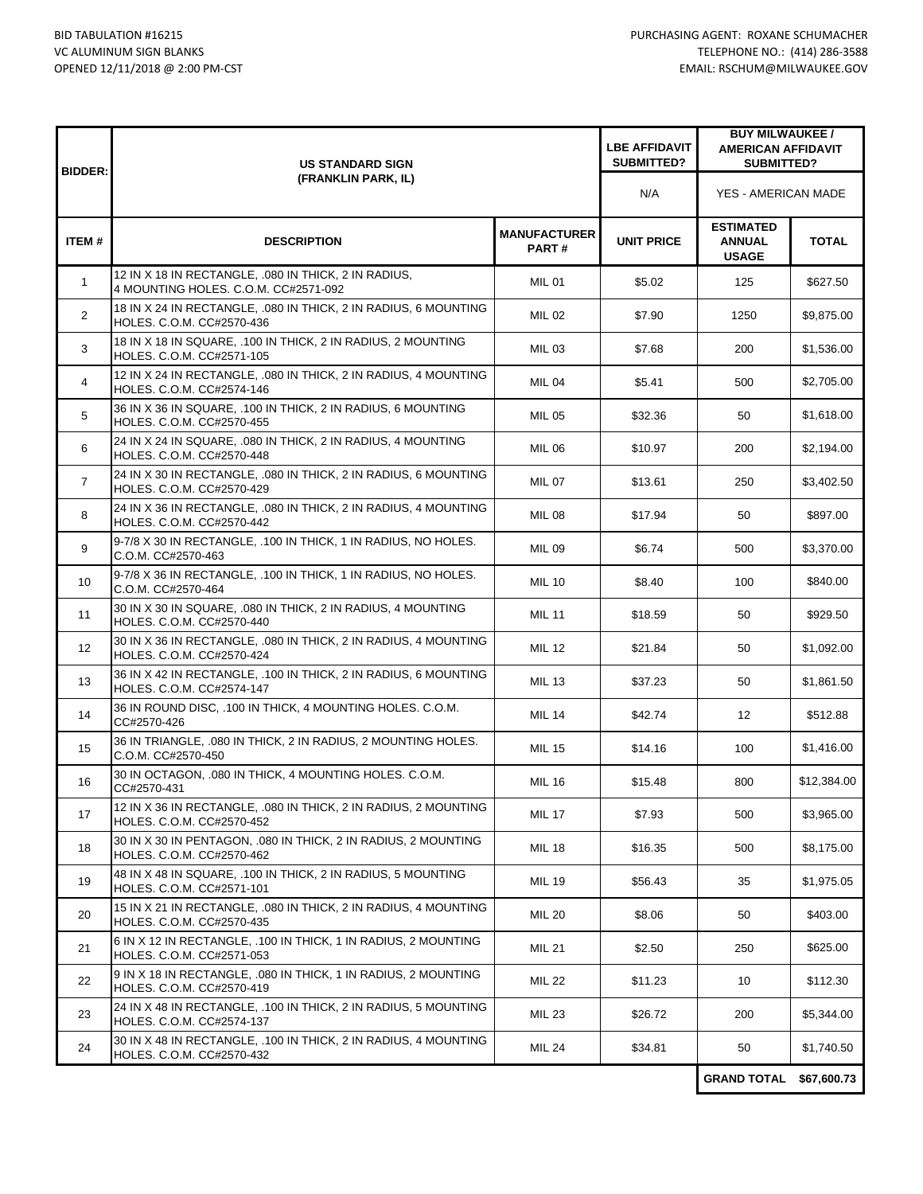BID TABULATION #16215
VC ALUMINUM SIGN BLANKS
OPENED 12/11/2018 @ 2:00 PM-CST

PURCHASING AGENT: ROXANE SCHUMACHER
TELEPHONE NO.: (414) 286-3588
EMAIL: RSCHUM@MILWAUKEE.GOV

| BIDDER: | US STANDARD SIGN (FRANKLIN PARK, IL) | | LBE AFFIDAVIT SUBMITTED? | BUY MILWAUKEE / AMERICAN AFFIDAVIT SUBMITTED? | |
|---|---|---|---|---|---|
| | | | N/A | YES - AMERICAN MADE | |
| **ITEM #** | **DESCRIPTION** | **MANUFACTURER PART #** | **UNIT PRICE** | **ESTIMATED ANNUAL USAGE** | **TOTAL** |
| 1 | 12 IN X 18 IN RECTANGLE, .080 IN THICK, 2 IN RADIUS, 4 MOUNTING HOLES. C.O.M. CC#2571-092 | MIL 01 | $5.02 | 125 | $627.50 |
| 2 | 18 IN X 24 IN RECTANGLE, .080 IN THICK, 2 IN RADIUS, 6 MOUNTING HOLES. C.O.M. CC#2570-436 | MIL 02 | $7.90 | 1250 | $9,875.00 |
| 3 | 18 IN X 18 IN SQUARE, .100 IN THICK, 2 IN RADIUS, 2 MOUNTING HOLES. C.O.M. CC#2571-105 | MIL 03 | $7.68 | 200 | $1,536.00 |
| 4 | 12 IN X 24 IN RECTANGLE, .080 IN THICK, 2 IN RADIUS, 4 MOUNTING HOLES. C.O.M. CC#2574-146 | MIL 04 | $5.41 | 500 | $2,705.00 |
| 5 | 36 IN X 36 IN SQUARE, .100 IN THICK, 2 IN RADIUS, 6 MOUNTING HOLES. C.O.M. CC#2570-455 | MIL 05 | $32.36 | 50 | $1,618.00 |
| 6 | 24 IN X 24 IN SQUARE, .080 IN THICK, 2 IN RADIUS, 4 MOUNTING HOLES. C.O.M. CC#2570-448 | MIL 06 | $10.97 | 200 | $2,194.00 |
| 7 | 24 IN X 30 IN RECTANGLE, .080 IN THICK, 2 IN RADIUS, 6 MOUNTING HOLES. C.O.M. CC#2570-429 | MIL 07 | $13.61 | 250 | $3,402.50 |
| 8 | 24 IN X 36 IN RECTANGLE, .080 IN THICK, 2 IN RADIUS, 4 MOUNTING HOLES. C.O.M. CC#2570-442 | MIL 08 | $17.94 | 50 | $897.00 |
| 9 | 9-7/8 X 30 IN RECTANGLE, .100 IN THICK, 1 IN RADIUS, NO HOLES. C.O.M. CC#2570-463 | MIL 09 | $6.74 | 500 | $3,370.00 |
| 10 | 9-7/8 X 36 IN RECTANGLE, .100 IN THICK, 1 IN RADIUS, NO HOLES. C.O.M. CC#2570-464 | MIL 10 | $8.40 | 100 | $840.00 |
| 11 | 30 IN X 30 IN SQUARE, .080 IN THICK, 2 IN RADIUS, 4 MOUNTING HOLES. C.O.M. CC#2570-440 | MIL 11 | $18.59 | 50 | $929.50 |
| 12 | 30 IN X 36 IN RECTANGLE, .080 IN THICK, 2 IN RADIUS, 4 MOUNTING HOLES. C.O.M. CC#2570-424 | MIL 12 | $21.84 | 50 | $1,092.00 |
| 13 | 36 IN X 42 IN RECTANGLE, .100 IN THICK, 2 IN RADIUS, 6 MOUNTING HOLES. C.O.M. CC#2574-147 | MIL 13 | $37.23 | 50 | $1,861.50 |
| 14 | 36 IN ROUND DISC, .100 IN THICK, 4 MOUNTING HOLES. C.O.M. CC#2570-426 | MIL 14 | $42.74 | 12 | $512.88 |
| 15 | 36 IN TRIANGLE, .080 IN THICK, 2 IN RADIUS, 2 MOUNTING HOLES. C.O.M. CC#2570-450 | MIL 15 | $14.16 | 100 | $1,416.00 |
| 16 | 30 IN OCTAGON, .080 IN THICK, 4 MOUNTING HOLES. C.O.M. CC#2570-431 | MIL 16 | $15.48 | 800 | $12,384.00 |
| 17 | 12 IN X 36 IN RECTANGLE, .080 IN THICK, 2 IN RADIUS, 2 MOUNTING HOLES. C.O.M. CC#2570-452 | MIL 17 | $7.93 | 500 | $3,965.00 |
| 18 | 30 IN X 30 IN PENTAGON, .080 IN THICK, 2 IN RADIUS, 2 MOUNTING HOLES. C.O.M. CC#2570-462 | MIL 18 | $16.35 | 500 | $8,175.00 |
| 19 | 48 IN X 48 IN SQUARE, .100 IN THICK, 2 IN RADIUS, 5 MOUNTING HOLES. C.O.M. CC#2571-101 | MIL 19 | $56.43 | 35 | $1,975.05 |
| 20 | 15 IN X 21 IN RECTANGLE, .080 IN THICK, 2 IN RADIUS, 4 MOUNTING HOLES. C.O.M. CC#2570-435 | MIL 20 | $8.06 | 50 | $403.00 |
| 21 | 6 IN X 12 IN RECTANGLE, .100 IN THICK, 1 IN RADIUS, 2 MOUNTING HOLES. C.O.M. CC#2571-053 | MIL 21 | $2.50 | 250 | $625.00 |
| 22 | 9 IN X 18 IN RECTANGLE, .080 IN THICK, 1 IN RADIUS, 2 MOUNTING HOLES. C.O.M. CC#2570-419 | MIL 22 | $11.23 | 10 | $112.30 |
| 23 | 24 IN X 48 IN RECTANGLE, .100 IN THICK, 2 IN RADIUS, 5 MOUNTING HOLES. C.O.M. CC#2574-137 | MIL 23 | $26.72 | 200 | $5,344.00 |
| 24 | 30 IN X 48 IN RECTANGLE, .100 IN THICK, 2 IN RADIUS, 4 MOUNTING HOLES. C.O.M. CC#2570-432 | MIL 24 | $34.81 | 50 | $1,740.50 |
| | | | | **GRAND TOTAL** | **$67,600.73** |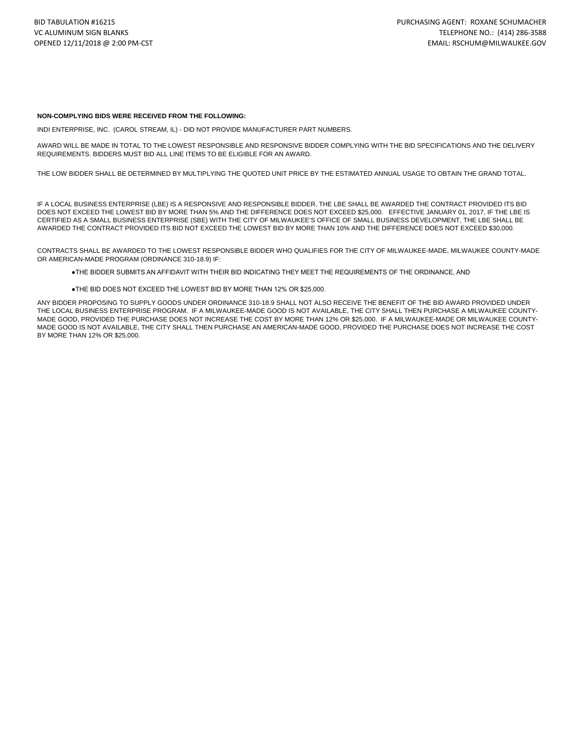**NON-COMPLYING BIDS WERE RECEIVED FROM THE FOLLOWING:**

INDI ENTERPRISE, INC. (CAROL STREAM, IL) - DID NOT PROVIDE MANUFACTURER PART NUMBERS.

AWARD WILL BE MADE IN TOTAL TO THE LOWEST RESPONSIBLE AND RESPONSIVE BIDDER COMPLYING WITH THE BID SPECIFICATIONS AND THE DELIVERY REQUIREMENTS. BIDDERS MUST BID ALL LINE ITEMS TO BE ELIGIBLE FOR AN AWARD.

THE LOW BIDDER SHALL BE DETERMINED BY MULTIPLYING THE QUOTED UNIT PRICE BY THE ESTIMATED ANNUAL USAGE TO OBTAIN THE GRAND TOTAL.

IF A LOCAL BUSINESS ENTERPRISE (LBE) IS A RESPONSIVE AND RESPONSIBLE BIDDER, THE LBE SHALL BE AWARDED THE CONTRACT PROVIDED ITS BID DOES NOT EXCEED THE LOWEST BID BY MORE THAN 5% AND THE DIFFERENCE DOES NOT EXCEED $25,000. EFFECTIVE JANUARY 01, 2017, IF THE LBE IS CERTIFIED AS A SMALL BUSINESS ENTERPRISE (SBE) WITH THE CITY OF MILWAUKEE'S OFFICE OF SMALL BUSINESS DEVELOPMENT, THE LBE SHALL BE AWARDED THE CONTRACT PROVIDED ITS BID NOT EXCEED THE LOWEST BID BY MORE THAN 10% AND THE DIFFERENCE DOES NOT EXCEED $30,000.

CONTRACTS SHALL BE AWARDED TO THE LOWEST RESPONSIBLE BIDDER WHO QUALIFIES FOR THE CITY OF MILWAUKEE-MADE, MILWAUKEE COUNTY-MADE OR AMERICAN-MADE PROGRAM (ORDINANCE 310-18.9) IF:

- THE BIDDER SUBMITS AN AFFIDAVIT WITH THEIR BID INDICATING THEY MEET THE REQUIREMENTS OF THE ORDINANCE, AND
- THE BID DOES NOT EXCEED THE LOWEST BID BY MORE THAN 12% OR $25,000.

ANY BIDDER PROPOSING TO SUPPLY GOODS UNDER ORDINANCE 310-18.9 SHALL NOT ALSO RECEIVE THE BENEFIT OF THE BID AWARD PROVIDED UNDER THE LOCAL BUSINESS ENTERPRISE PROGRAM. IF A MILWAUKEE-MADE GOOD IS NOT AVAILABLE, THE CITY SHALL THEN PURCHASE A MILWAUKEE COUNTY-MADE GOOD, PROVIDED THE PURCHASE DOES NOT INCREASE THE COST BY MORE THAN 12% OR $25,000. IF A MILWAUKEE-MADE OR MILWAUKEE COUNTY-MADE GOOD IS NOT AVAILABLE, THE CITY SHALL THEN PURCHASE AN AMERICAN-MADE GOOD, PROVIDED THE PURCHASE DOES NOT INCREASE THE COST BY MORE THAN 12% OR $25,000.